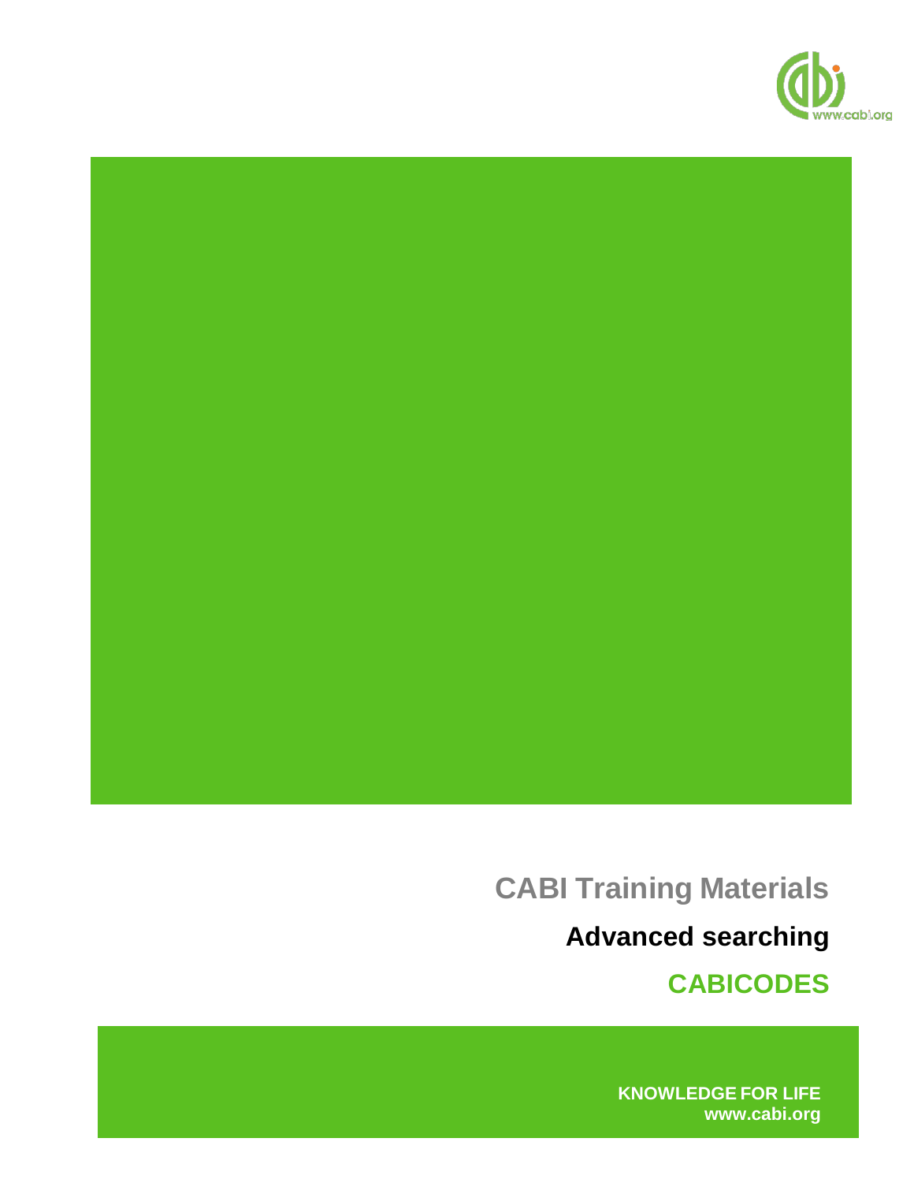# CABI Training Materials

## Advanced searching

## CABICODES

KNOWLEDGE FOR LIFE
www.cabi.org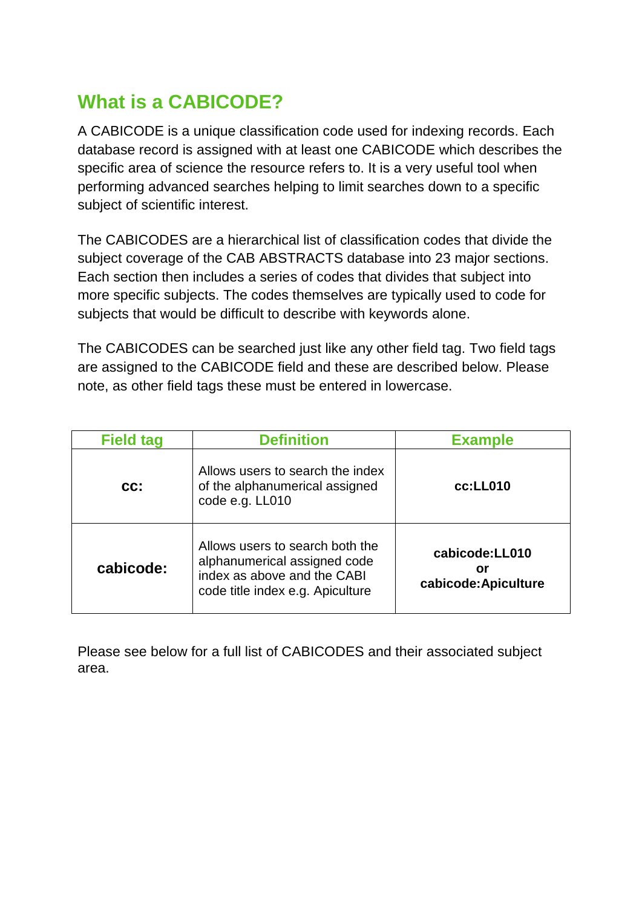## What is a CABICODE?

A CABICODE is a unique classification code used for indexing records. Each database record is assigned with at least one CABICODE which describes the specific area of science the resource refers to. It is a very useful tool when performing advanced searches helping to limit searches down to a specific subject of scientific interest.

The CABICODES are a hierarchical list of classification codes that divide the subject coverage of the CAB ABSTRACTS database into 23 major sections. Each section then includes a series of codes that divides that subject into more specific subjects. The codes themselves are typically used to code for subjects that would be difficult to describe with keywords alone.

The CABICODES can be searched just like any other field tag. Two field tags are assigned to the CABICODE field and these are described below. Please note, as other field tags these must be entered in lowercase.

| Field tag | Definition | Example |
|---|---|---|
| **cc:** | Allows users to search the index of the alphanumerical assigned code e.g. LL010 | **cc:LL010** |
| **cabicode:** | Allows users to search both the alphanumerical assigned code index as above and the CABI code title index e.g. Apiculture | **cabicode:LL010** **or** **cabicode:Apiculture** |

Please see below for a full list of CABICODES and their associated subject area.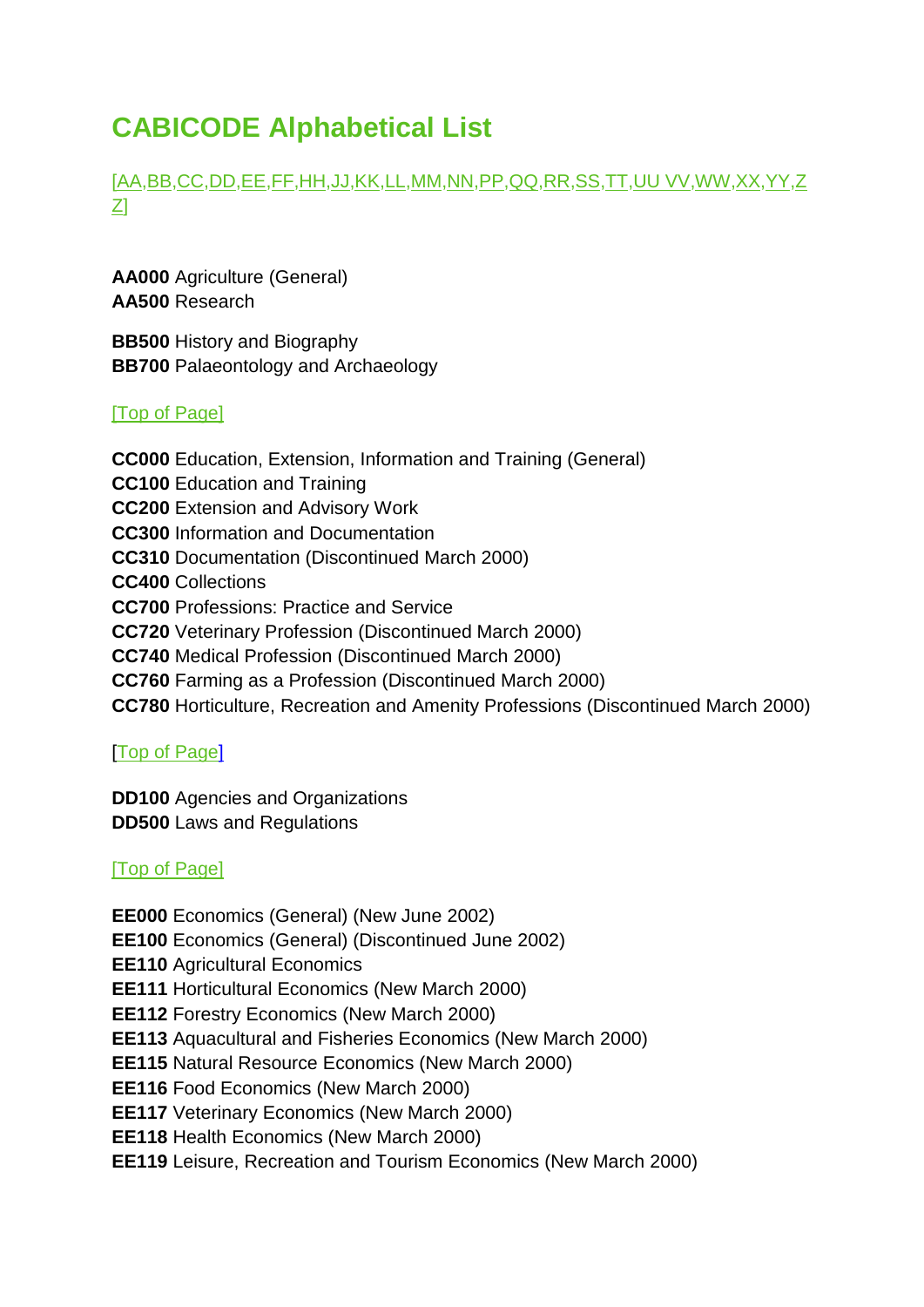# CABICODE Alphabetical List

[AA,BB,CC,DD,EE,FF,HH,JJ,KK,LL,MM,NN,PP,QQ,RR,SS,TT,UU VV,WW,XX,YY,ZZ]

**AA000** Agriculture (General)
**AA500** Research

**BB500** History and Biography
**BB700** Palaeontology and Archaeology

[Top of Page]

**CC000** Education, Extension, Information and Training (General)
**CC100** Education and Training
**CC200** Extension and Advisory Work
**CC300** Information and Documentation
**CC310** Documentation (Discontinued March 2000)
**CC400** Collections
**CC700** Professions: Practice and Service
**CC720** Veterinary Profession (Discontinued March 2000)
**CC740** Medical Profession (Discontinued March 2000)
**CC760** Farming as a Profession (Discontinued March 2000)
**CC780** Horticulture, Recreation and Amenity Professions (Discontinued March 2000)

[Top of Page]

**DD100** Agencies and Organizations
**DD500** Laws and Regulations

[Top of Page]

**EE000** Economics (General) (New June 2002)
**EE100** Economics (General) (Discontinued June 2002)
**EE110** Agricultural Economics
**EE111** Horticultural Economics (New March 2000)
**EE112** Forestry Economics (New March 2000)
**EE113** Aquacultural and Fisheries Economics (New March 2000)
**EE115** Natural Resource Economics (New March 2000)
**EE116** Food Economics (New March 2000)
**EE117** Veterinary Economics (New March 2000)
**EE118** Health Economics (New March 2000)
**EE119** Leisure, Recreation and Tourism Economics (New March 2000)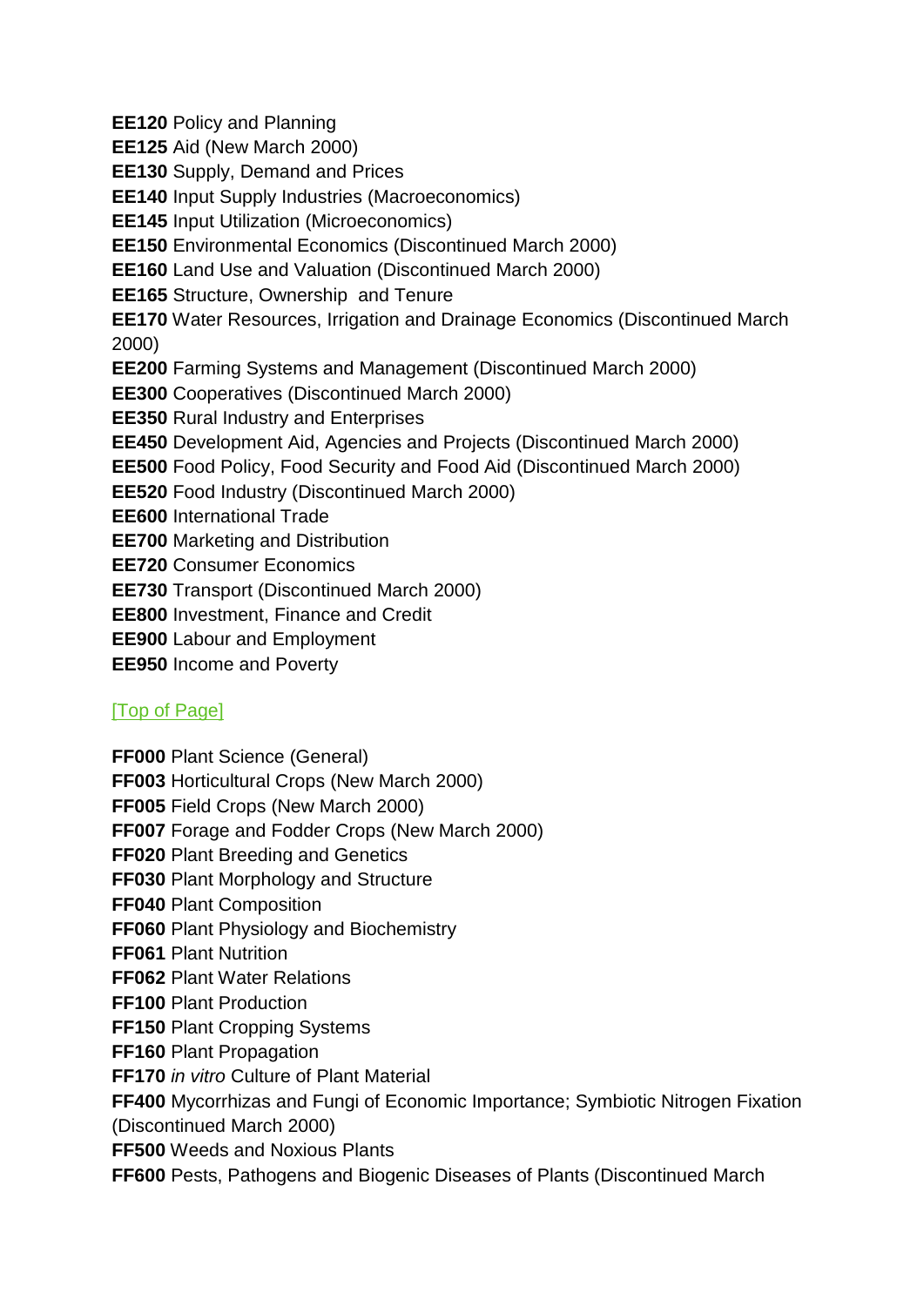**EE120** Policy and Planning
**EE125** Aid (New March 2000)
**EE130** Supply, Demand and Prices
**EE140** Input Supply Industries (Macroeconomics)
**EE145** Input Utilization (Microeconomics)
**EE150** Environmental Economics (Discontinued March 2000)
**EE160** Land Use and Valuation (Discontinued March 2000)
**EE165** Structure, Ownership and Tenure
**EE170** Water Resources, Irrigation and Drainage Economics (Discontinued March 2000)
**EE200** Farming Systems and Management (Discontinued March 2000)
**EE300** Cooperatives (Discontinued March 2000)
**EE350** Rural Industry and Enterprises
**EE450** Development Aid, Agencies and Projects (Discontinued March 2000)
**EE500** Food Policy, Food Security and Food Aid (Discontinued March 2000)
**EE520** Food Industry (Discontinued March 2000)
**EE600** International Trade
**EE700** Marketing and Distribution
**EE720** Consumer Economics
**EE730** Transport (Discontinued March 2000)
**EE800** Investment, Finance and Credit
**EE900** Labour and Employment
**EE950** Income and Poverty

[Top of Page]

**FF000** Plant Science (General)
**FF003** Horticultural Crops (New March 2000)
**FF005** Field Crops (New March 2000)
**FF007** Forage and Fodder Crops (New March 2000)
**FF020** Plant Breeding and Genetics
**FF030** Plant Morphology and Structure
**FF040** Plant Composition
**FF060** Plant Physiology and Biochemistry
**FF061** Plant Nutrition
**FF062** Plant Water Relations
**FF100** Plant Production
**FF150** Plant Cropping Systems
**FF160** Plant Propagation
**FF170** *in vitro* Culture of Plant Material
**FF400** Mycorrhizas and Fungi of Economic Importance; Symbiotic Nitrogen Fixation (Discontinued March 2000)
**FF500** Weeds and Noxious Plants
**FF600** Pests, Pathogens and Biogenic Diseases of Plants (Discontinued March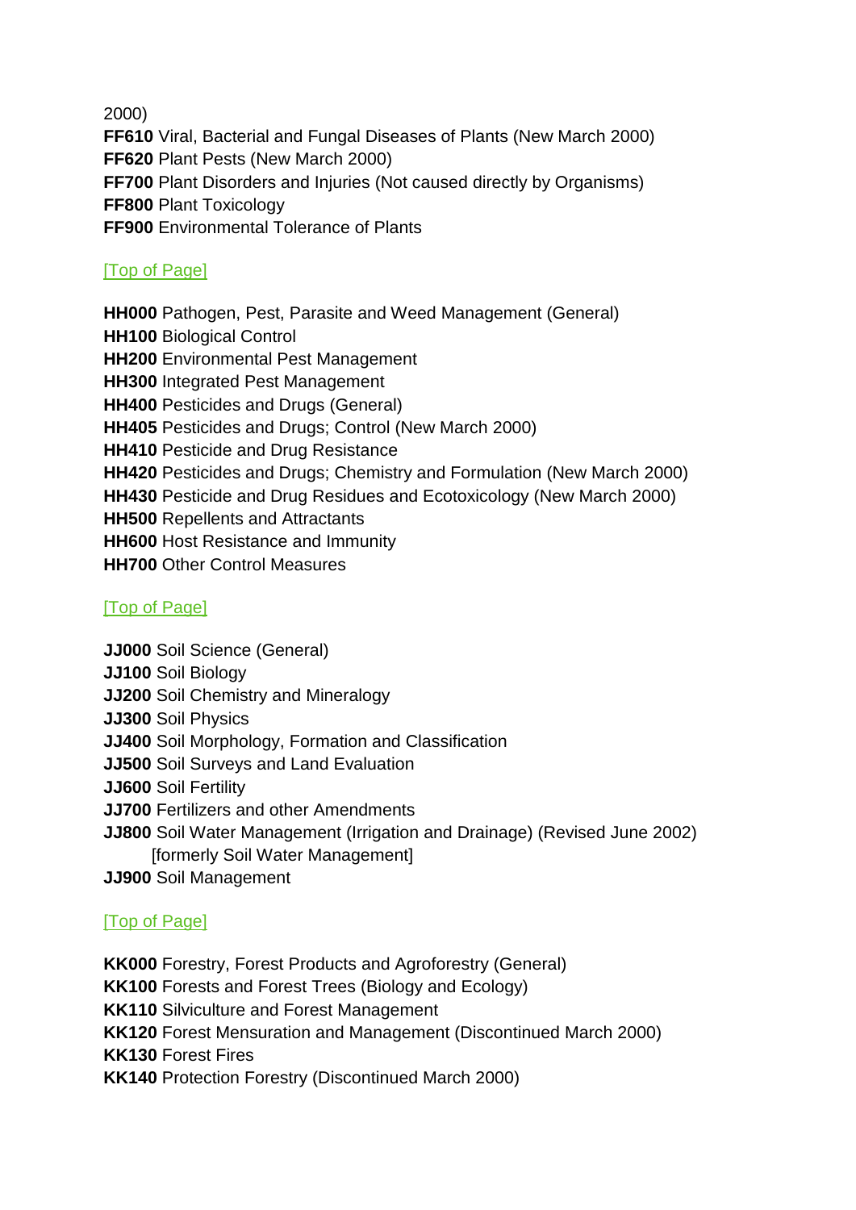2000)
**FF610** Viral, Bacterial and Fungal Diseases of Plants (New March 2000)
**FF620** Plant Pests (New March 2000)
**FF700** Plant Disorders and Injuries (Not caused directly by Organisms)
**FF800** Plant Toxicology
**FF900** Environmental Tolerance of Plants

[Top of Page]

**HH000** Pathogen, Pest, Parasite and Weed Management (General)
**HH100** Biological Control
**HH200** Environmental Pest Management
**HH300** Integrated Pest Management
**HH400** Pesticides and Drugs (General)
**HH405** Pesticides and Drugs; Control (New March 2000)
**HH410** Pesticide and Drug Resistance
**HH420** Pesticides and Drugs; Chemistry and Formulation (New March 2000)
**HH430** Pesticide and Drug Residues and Ecotoxicology (New March 2000)
**HH500** Repellents and Attractants
**HH600** Host Resistance and Immunity
**HH700** Other Control Measures

[Top of Page]

**JJ000** Soil Science (General)
**JJ100** Soil Biology
**JJ200** Soil Chemistry and Mineralogy
**JJ300** Soil Physics
**JJ400** Soil Morphology, Formation and Classification
**JJ500** Soil Surveys and Land Evaluation
**JJ600** Soil Fertility
**JJ700** Fertilizers and other Amendments
**JJ800** Soil Water Management (Irrigation and Drainage) (Revised June 2002)
[formerly Soil Water Management]
**JJ900** Soil Management

[Top of Page]

**KK000** Forestry, Forest Products and Agroforestry (General)
**KK100** Forests and Forest Trees (Biology and Ecology)
**KK110** Silviculture and Forest Management
**KK120** Forest Mensuration and Management (Discontinued March 2000)
**KK130** Forest Fires
**KK140** Protection Forestry (Discontinued March 2000)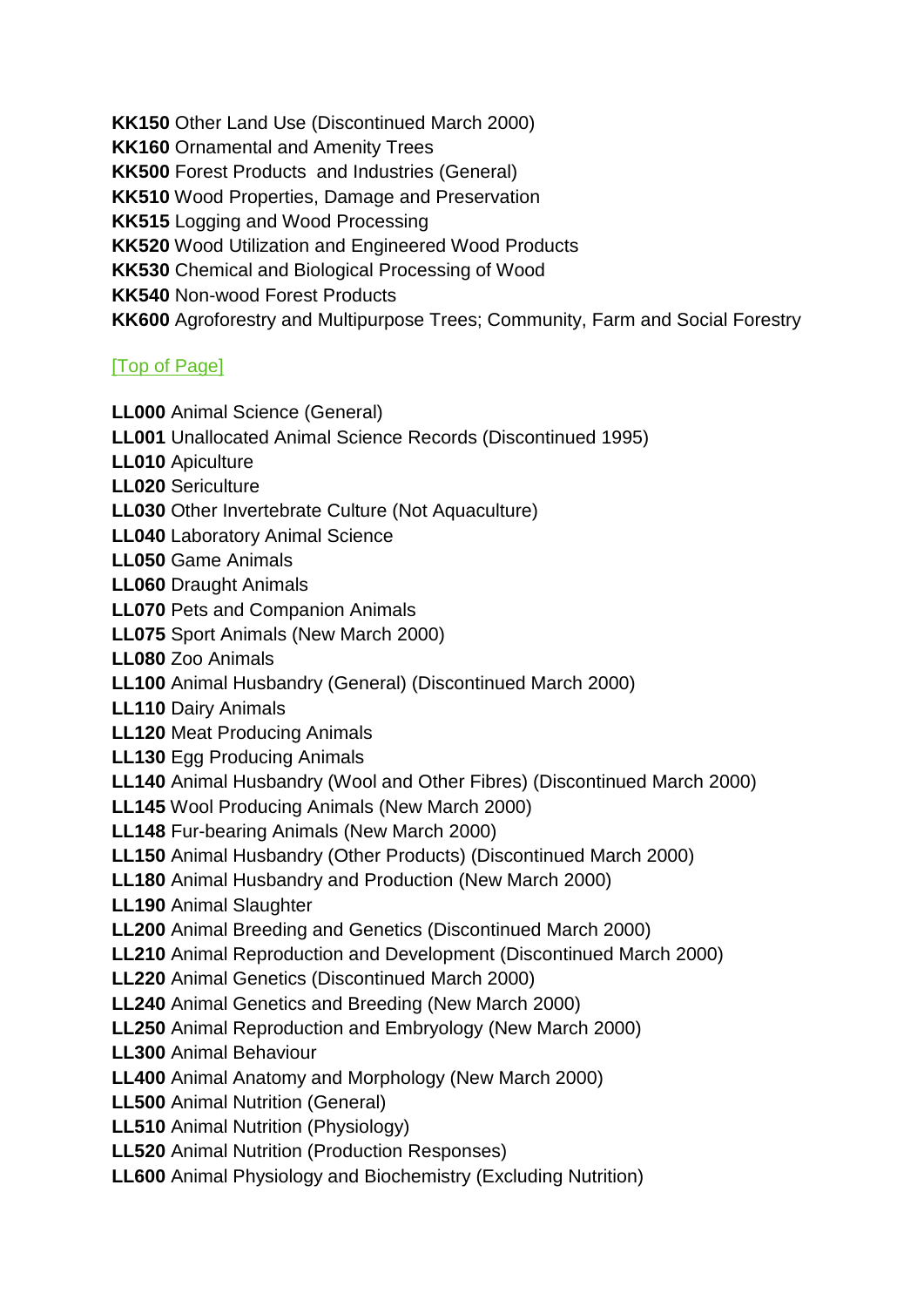**KK150** Other Land Use (Discontinued March 2000)  
**KK160** Ornamental and Amenity Trees  
**KK500** Forest Products and Industries (General)  
**KK510** Wood Properties, Damage and Preservation  
**KK515** Logging and Wood Processing  
**KK520** Wood Utilization and Engineered Wood Products  
**KK530** Chemical and Biological Processing of Wood  
**KK540** Non-wood Forest Products  
**KK600** Agroforestry and Multipurpose Trees; Community, Farm and Social Forestry

[Top of Page]

**LL000** Animal Science (General)  
**LL001** Unallocated Animal Science Records (Discontinued 1995)  
**LL010** Apiculture  
**LL020** Sericulture  
**LL030** Other Invertebrate Culture (Not Aquaculture)  
**LL040** Laboratory Animal Science  
**LL050** Game Animals  
**LL060** Draught Animals  
**LL070** Pets and Companion Animals  
**LL075** Sport Animals (New March 2000)  
**LL080** Zoo Animals  
**LL100** Animal Husbandry (General) (Discontinued March 2000)  
**LL110** Dairy Animals  
**LL120** Meat Producing Animals  
**LL130** Egg Producing Animals  
**LL140** Animal Husbandry (Wool and Other Fibres) (Discontinued March 2000)  
**LL145** Wool Producing Animals (New March 2000)  
**LL148** Fur-bearing Animals (New March 2000)  
**LL150** Animal Husbandry (Other Products) (Discontinued March 2000)  
**LL180** Animal Husbandry and Production (New March 2000)  
**LL190** Animal Slaughter  
**LL200** Animal Breeding and Genetics (Discontinued March 2000)  
**LL210** Animal Reproduction and Development (Discontinued March 2000)  
**LL220** Animal Genetics (Discontinued March 2000)  
**LL240** Animal Genetics and Breeding (New March 2000)  
**LL250** Animal Reproduction and Embryology (New March 2000)  
**LL300** Animal Behaviour  
**LL400** Animal Anatomy and Morphology (New March 2000)  
**LL500** Animal Nutrition (General)  
**LL510** Animal Nutrition (Physiology)  
**LL520** Animal Nutrition (Production Responses)  
**LL600** Animal Physiology and Biochemistry (Excluding Nutrition)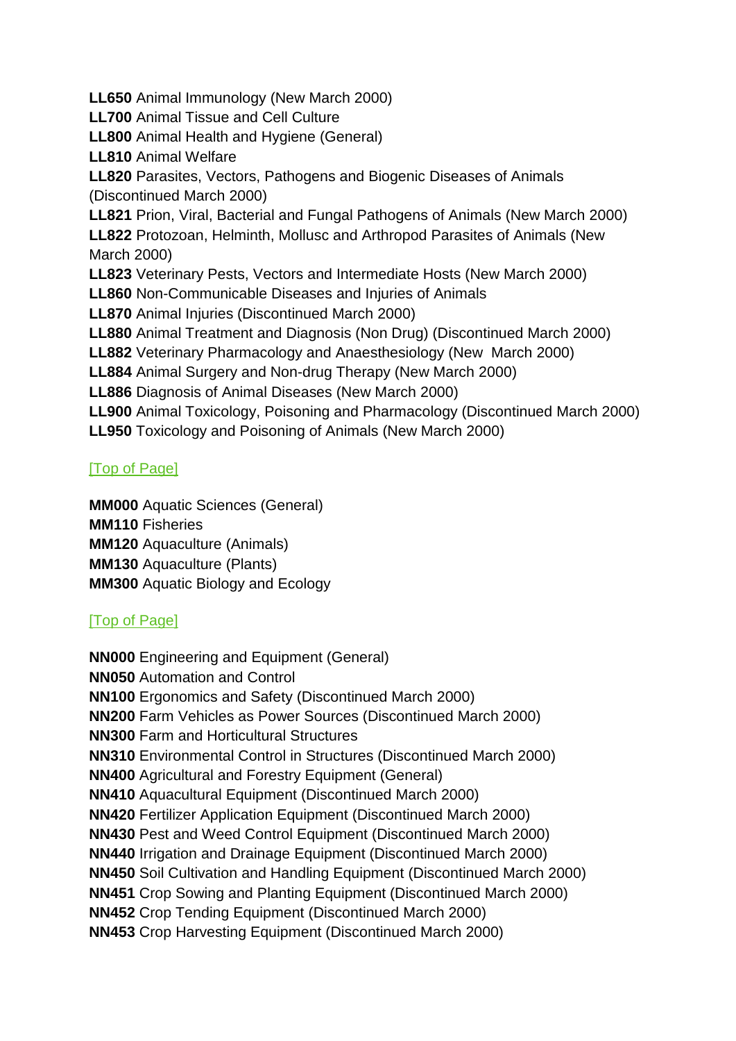**LL650** Animal Immunology (New March 2000)
**LL700** Animal Tissue and Cell Culture
**LL800** Animal Health and Hygiene (General)
**LL810** Animal Welfare
**LL820** Parasites, Vectors, Pathogens and Biogenic Diseases of Animals (Discontinued March 2000)
**LL821** Prion, Viral, Bacterial and Fungal Pathogens of Animals (New March 2000)
**LL822** Protozoan, Helminth, Mollusc and Arthropod Parasites of Animals (New March 2000)
**LL823** Veterinary Pests, Vectors and Intermediate Hosts (New March 2000)
**LL860** Non-Communicable Diseases and Injuries of Animals
**LL870** Animal Injuries (Discontinued March 2000)
**LL880** Animal Treatment and Diagnosis (Non Drug) (Discontinued March 2000)
**LL882** Veterinary Pharmacology and Anaesthesiology (New March 2000)
**LL884** Animal Surgery and Non-drug Therapy (New March 2000)
**LL886** Diagnosis of Animal Diseases (New March 2000)
**LL900** Animal Toxicology, Poisoning and Pharmacology (Discontinued March 2000)
**LL950** Toxicology and Poisoning of Animals (New March 2000)

[Top of Page]

**MM000** Aquatic Sciences (General)
**MM110** Fisheries
**MM120** Aquaculture (Animals)
**MM130** Aquaculture (Plants)
**MM300** Aquatic Biology and Ecology

[Top of Page]

**NN000** Engineering and Equipment (General)
**NN050** Automation and Control
**NN100** Ergonomics and Safety (Discontinued March 2000)
**NN200** Farm Vehicles as Power Sources (Discontinued March 2000)
**NN300** Farm and Horticultural Structures
**NN310** Environmental Control in Structures (Discontinued March 2000)
**NN400** Agricultural and Forestry Equipment (General)
**NN410** Aquacultural Equipment (Discontinued March 2000)
**NN420** Fertilizer Application Equipment (Discontinued March 2000)
**NN430** Pest and Weed Control Equipment (Discontinued March 2000)
**NN440** Irrigation and Drainage Equipment (Discontinued March 2000)
**NN450** Soil Cultivation and Handling Equipment (Discontinued March 2000)
**NN451** Crop Sowing and Planting Equipment (Discontinued March 2000)
**NN452** Crop Tending Equipment (Discontinued March 2000)
**NN453** Crop Harvesting Equipment (Discontinued March 2000)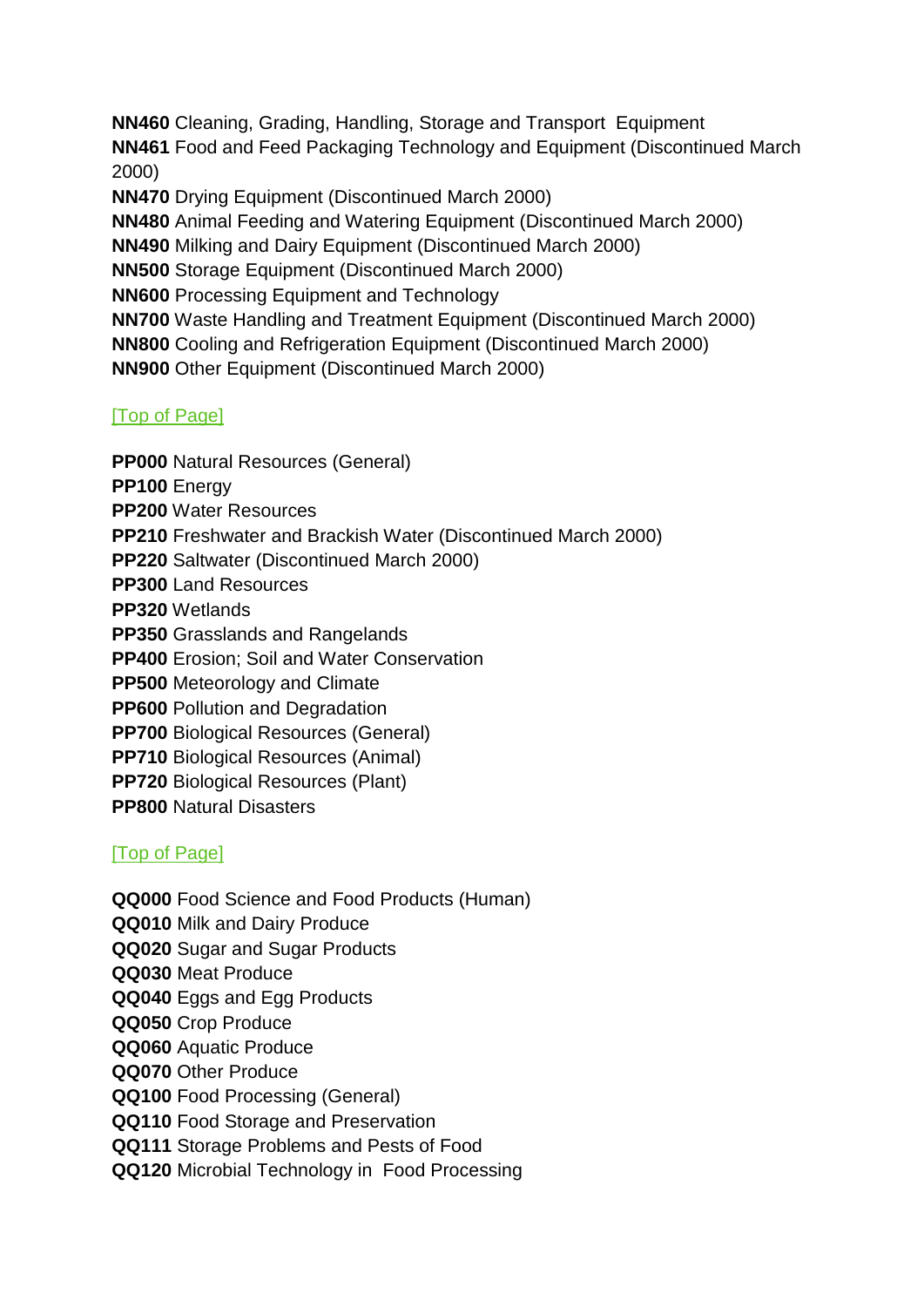**NN460** Cleaning, Grading, Handling, Storage and Transport Equipment
**NN461** Food and Feed Packaging Technology and Equipment (Discontinued March 2000)
**NN470** Drying Equipment (Discontinued March 2000)
**NN480** Animal Feeding and Watering Equipment (Discontinued March 2000)
**NN490** Milking and Dairy Equipment (Discontinued March 2000)
**NN500** Storage Equipment (Discontinued March 2000)
**NN600** Processing Equipment and Technology
**NN700** Waste Handling and Treatment Equipment (Discontinued March 2000)
**NN800** Cooling and Refrigeration Equipment (Discontinued March 2000)
**NN900** Other Equipment (Discontinued March 2000)

[Top of Page]

**PP000** Natural Resources (General)
**PP100** Energy
**PP200** Water Resources
**PP210** Freshwater and Brackish Water (Discontinued March 2000)
**PP220** Saltwater (Discontinued March 2000)
**PP300** Land Resources
**PP320** Wetlands
**PP350** Grasslands and Rangelands
**PP400** Erosion; Soil and Water Conservation
**PP500** Meteorology and Climate
**PP600** Pollution and Degradation
**PP700** Biological Resources (General)
**PP710** Biological Resources (Animal)
**PP720** Biological Resources (Plant)
**PP800** Natural Disasters

[Top of Page]

**QQ000** Food Science and Food Products (Human)
**QQ010** Milk and Dairy Produce
**QQ020** Sugar and Sugar Products
**QQ030** Meat Produce
**QQ040** Eggs and Egg Products
**QQ050** Crop Produce
**QQ060** Aquatic Produce
**QQ070** Other Produce
**QQ100** Food Processing (General)
**QQ110** Food Storage and Preservation
**QQ111** Storage Problems and Pests of Food
**QQ120** Microbial Technology in Food Processing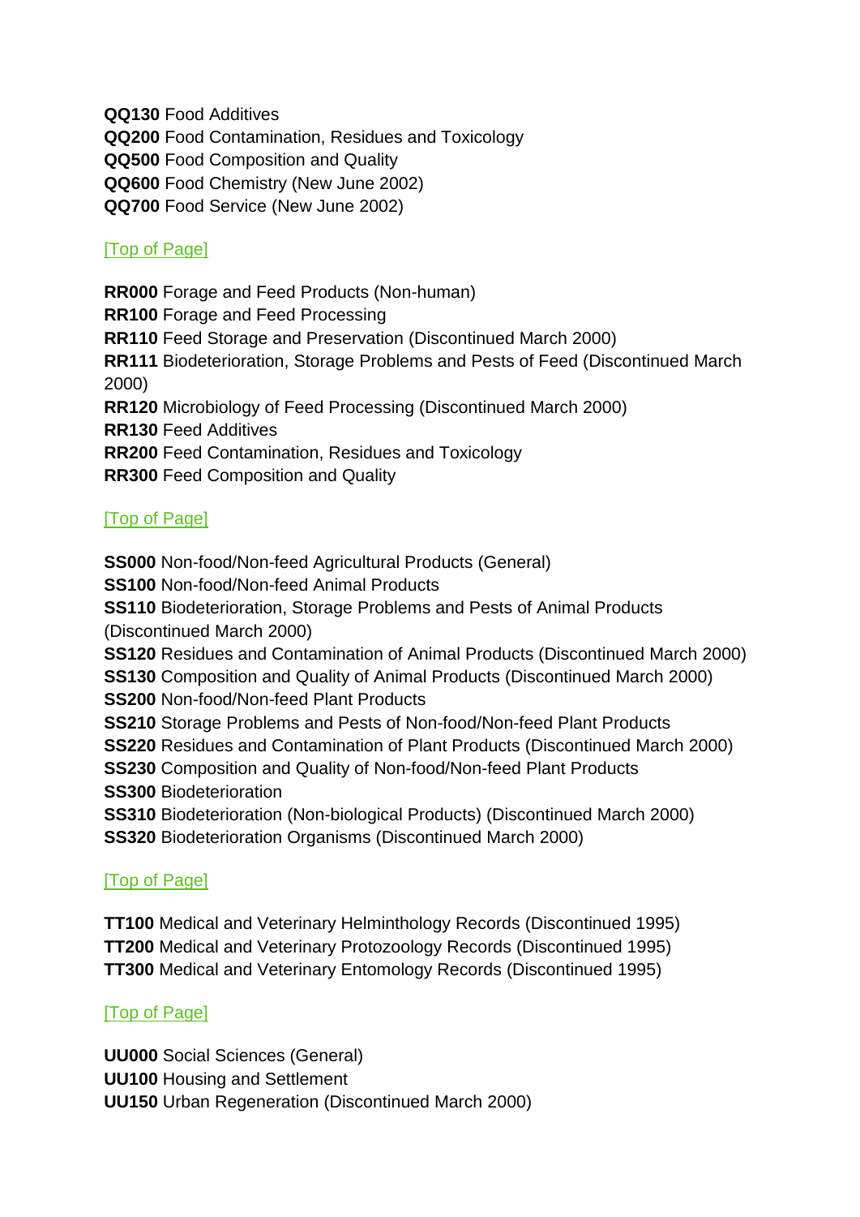**QQ130** Food Additives
**QQ200** Food Contamination, Residues and Toxicology
**QQ500** Food Composition and Quality
**QQ600** Food Chemistry (New June 2002)
**QQ700** Food Service (New June 2002)

[Top of Page]

**RR000** Forage and Feed Products (Non-human)
**RR100** Forage and Feed Processing
**RR110** Feed Storage and Preservation (Discontinued March 2000)
**RR111** Biodeterioration, Storage Problems and Pests of Feed (Discontinued March 2000)
**RR120** Microbiology of Feed Processing (Discontinued March 2000)
**RR130** Feed Additives
**RR200** Feed Contamination, Residues and Toxicology
**RR300** Feed Composition and Quality

[Top of Page]

**SS000** Non-food/Non-feed Agricultural Products (General)
**SS100** Non-food/Non-feed Animal Products
**SS110** Biodeterioration, Storage Problems and Pests of Animal Products (Discontinued March 2000)
**SS120** Residues and Contamination of Animal Products (Discontinued March 2000)
**SS130** Composition and Quality of Animal Products (Discontinued March 2000)
**SS200** Non-food/Non-feed Plant Products
**SS210** Storage Problems and Pests of Non-food/Non-feed Plant Products
**SS220** Residues and Contamination of Plant Products (Discontinued March 2000)
**SS230** Composition and Quality of Non-food/Non-feed Plant Products
**SS300** Biodeterioration
**SS310** Biodeterioration (Non-biological Products) (Discontinued March 2000)
**SS320** Biodeterioration Organisms (Discontinued March 2000)

[Top of Page]

**TT100** Medical and Veterinary Helminthology Records (Discontinued 1995)
**TT200** Medical and Veterinary Protozoology Records (Discontinued 1995)
**TT300** Medical and Veterinary Entomology Records (Discontinued 1995)

[Top of Page]

**UU000** Social Sciences (General)
**UU100** Housing and Settlement
**UU150** Urban Regeneration (Discontinued March 2000)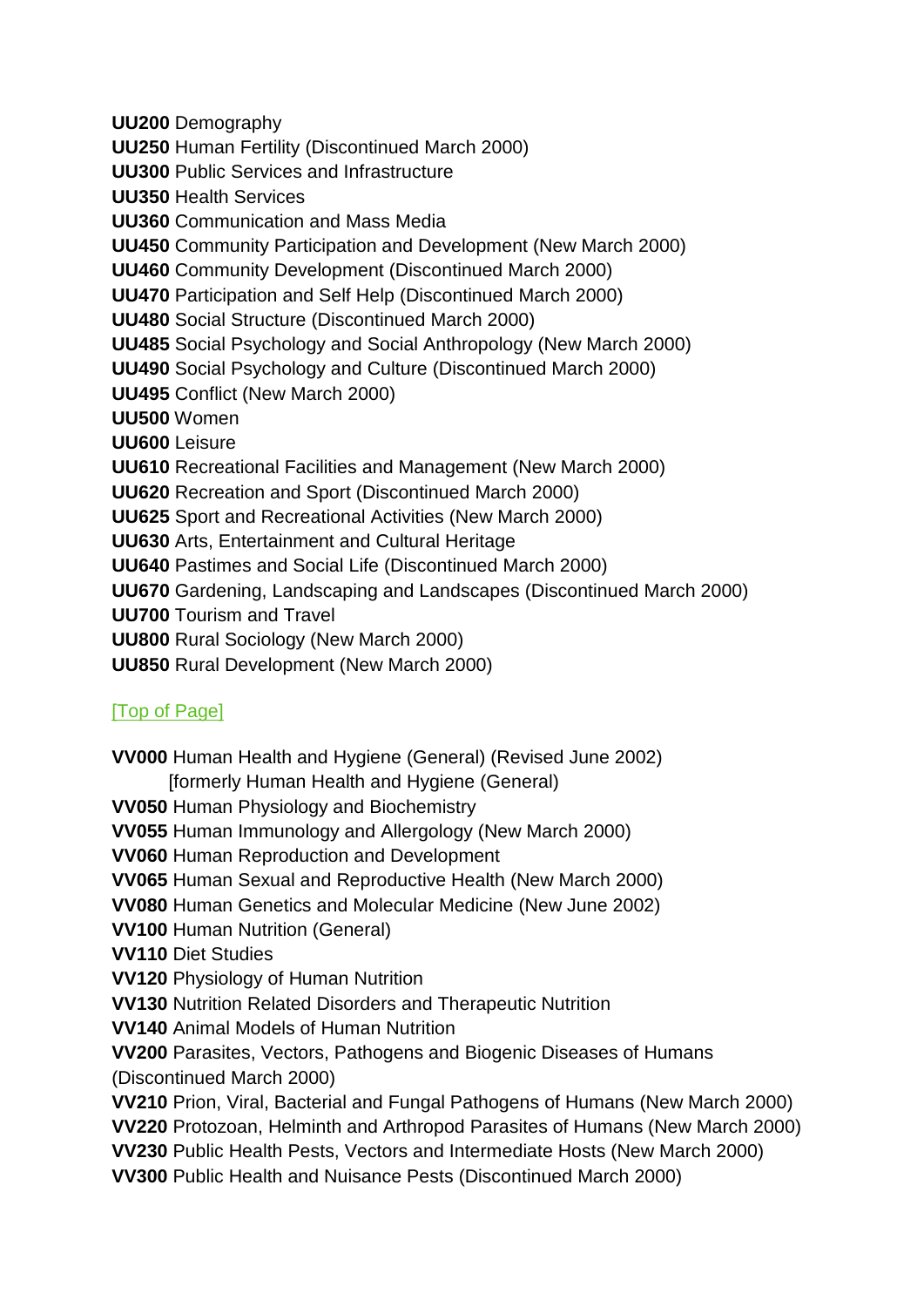**UU200** Demography
**UU250** Human Fertility (Discontinued March 2000)
**UU300** Public Services and Infrastructure
**UU350** Health Services
**UU360** Communication and Mass Media
**UU450** Community Participation and Development (New March 2000)
**UU460** Community Development (Discontinued March 2000)
**UU470** Participation and Self Help (Discontinued March 2000)
**UU480** Social Structure (Discontinued March 2000)
**UU485** Social Psychology and Social Anthropology (New March 2000)
**UU490** Social Psychology and Culture (Discontinued March 2000)
**UU495** Conflict (New March 2000)
**UU500** Women
**UU600** Leisure
**UU610** Recreational Facilities and Management (New March 2000)
**UU620** Recreation and Sport (Discontinued March 2000)
**UU625** Sport and Recreational Activities (New March 2000)
**UU630** Arts, Entertainment and Cultural Heritage
**UU640** Pastimes and Social Life (Discontinued March 2000)
**UU670** Gardening, Landscaping and Landscapes (Discontinued March 2000)
**UU700** Tourism and Travel
**UU800** Rural Sociology (New March 2000)
**UU850** Rural Development (New March 2000)

[Top of Page]

**VV000** Human Health and Hygiene (General) (Revised June 2002)
[formerly Human Health and Hygiene (General)
**VV050** Human Physiology and Biochemistry
**VV055** Human Immunology and Allergology (New March 2000)
**VV060** Human Reproduction and Development
**VV065** Human Sexual and Reproductive Health (New March 2000)
**VV080** Human Genetics and Molecular Medicine (New June 2002)
**VV100** Human Nutrition (General)
**VV110** Diet Studies
**VV120** Physiology of Human Nutrition
**VV130** Nutrition Related Disorders and Therapeutic Nutrition
**VV140** Animal Models of Human Nutrition
**VV200** Parasites, Vectors, Pathogens and Biogenic Diseases of Humans (Discontinued March 2000)
**VV210** Prion, Viral, Bacterial and Fungal Pathogens of Humans (New March 2000)
**VV220** Protozoan, Helminth and Arthropod Parasites of Humans (New March 2000)
**VV230** Public Health Pests, Vectors and Intermediate Hosts (New March 2000)
**VV300** Public Health and Nuisance Pests (Discontinued March 2000)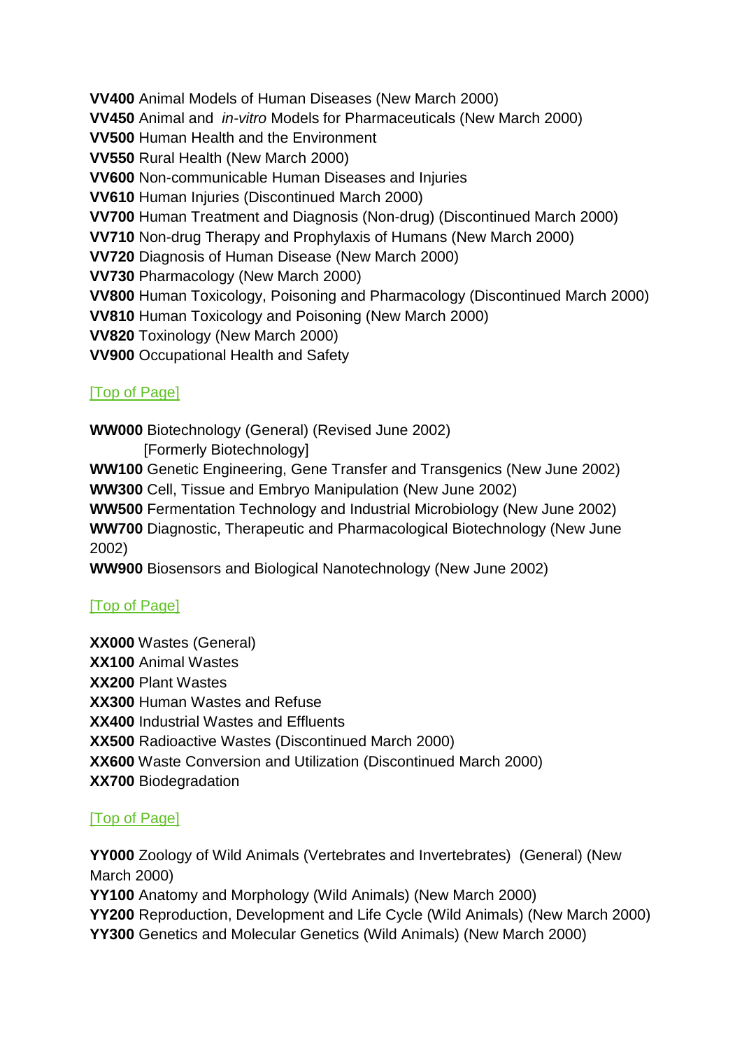**VV400** Animal Models of Human Diseases (New March 2000)
**VV450** Animal and *in-vitro* Models for Pharmaceuticals (New March 2000)
**VV500** Human Health and the Environment
**VV550** Rural Health (New March 2000)
**VV600** Non-communicable Human Diseases and Injuries
**VV610** Human Injuries (Discontinued March 2000)
**VV700** Human Treatment and Diagnosis (Non-drug) (Discontinued March 2000)
**VV710** Non-drug Therapy and Prophylaxis of Humans (New March 2000)
**VV720** Diagnosis of Human Disease (New March 2000)
**VV730** Pharmacology (New March 2000)
**VV800** Human Toxicology, Poisoning and Pharmacology (Discontinued March 2000)
**VV810** Human Toxicology and Poisoning (New March 2000)
**VV820** Toxinology (New March 2000)
**VV900** Occupational Health and Safety

[Top of Page]

**WW000** Biotechnology (General) (Revised June 2002)
[Formerly Biotechnology]
**WW100** Genetic Engineering, Gene Transfer and Transgenics (New June 2002)
**WW300** Cell, Tissue and Embryo Manipulation (New June 2002)
**WW500** Fermentation Technology and Industrial Microbiology (New June 2002)
**WW700** Diagnostic, Therapeutic and Pharmacological Biotechnology (New June 2002)
**WW900** Biosensors and Biological Nanotechnology (New June 2002)

[Top of Page]

**XX000** Wastes (General)
**XX100** Animal Wastes
**XX200** Plant Wastes
**XX300** Human Wastes and Refuse
**XX400** Industrial Wastes and Effluents
**XX500** Radioactive Wastes (Discontinued March 2000)
**XX600** Waste Conversion and Utilization (Discontinued March 2000)
**XX700** Biodegradation

[Top of Page]

**YY000** Zoology of Wild Animals (Vertebrates and Invertebrates) (General) (New March 2000)
**YY100** Anatomy and Morphology (Wild Animals) (New March 2000)
**YY200** Reproduction, Development and Life Cycle (Wild Animals) (New March 2000)
**YY300** Genetics and Molecular Genetics (Wild Animals) (New March 2000)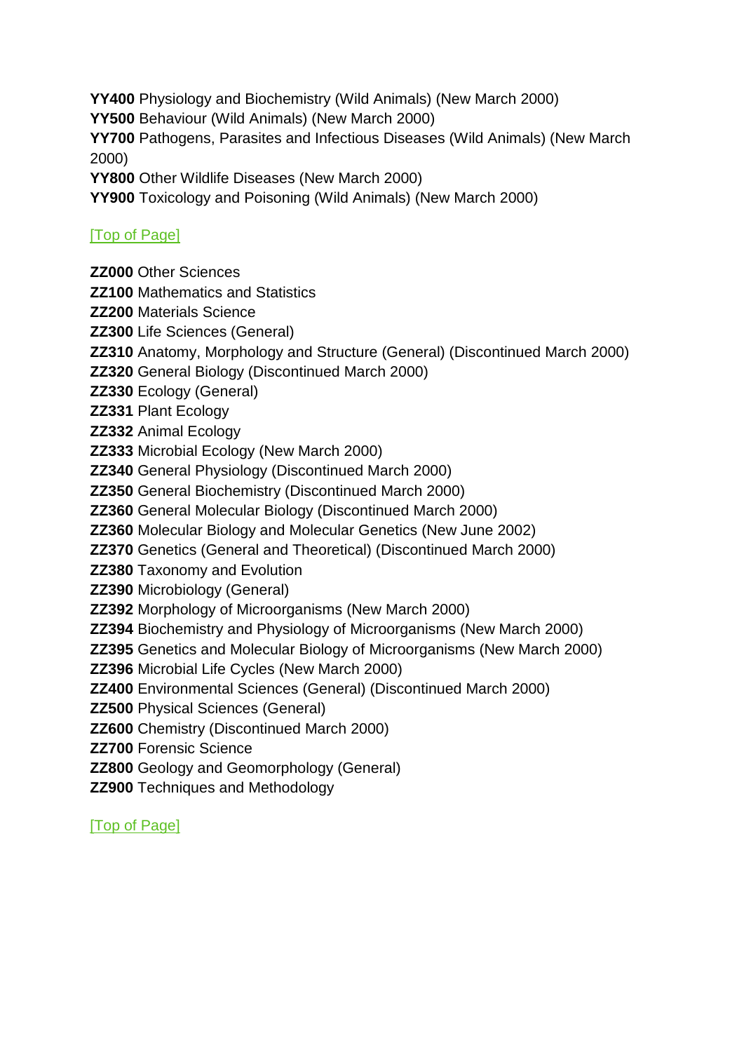**YY400** Physiology and Biochemistry (Wild Animals) (New March 2000)
**YY500** Behaviour (Wild Animals) (New March 2000)
**YY700** Pathogens, Parasites and Infectious Diseases (Wild Animals) (New March 2000)
**YY800** Other Wildlife Diseases (New March 2000)
**YY900** Toxicology and Poisoning (Wild Animals) (New March 2000)

[Top of Page]

**ZZ000** Other Sciences
**ZZ100** Mathematics and Statistics
**ZZ200** Materials Science
**ZZ300** Life Sciences (General)
**ZZ310** Anatomy, Morphology and Structure (General) (Discontinued March 2000)
**ZZ320** General Biology (Discontinued March 2000)
**ZZ330** Ecology (General)
**ZZ331** Plant Ecology
**ZZ332** Animal Ecology
**ZZ333** Microbial Ecology (New March 2000)
**ZZ340** General Physiology (Discontinued March 2000)
**ZZ350** General Biochemistry (Discontinued March 2000)
**ZZ360** General Molecular Biology (Discontinued March 2000)
**ZZ360** Molecular Biology and Molecular Genetics (New June 2002)
**ZZ370** Genetics (General and Theoretical) (Discontinued March 2000)
**ZZ380** Taxonomy and Evolution
**ZZ390** Microbiology (General)
**ZZ392** Morphology of Microorganisms (New March 2000)
**ZZ394** Biochemistry and Physiology of Microorganisms (New March 2000)
**ZZ395** Genetics and Molecular Biology of Microorganisms (New March 2000)
**ZZ396** Microbial Life Cycles (New March 2000)
**ZZ400** Environmental Sciences (General) (Discontinued March 2000)
**ZZ500** Physical Sciences (General)
**ZZ600** Chemistry (Discontinued March 2000)
**ZZ700** Forensic Science
**ZZ800** Geology and Geomorphology (General)
**ZZ900** Techniques and Methodology

[Top of Page]